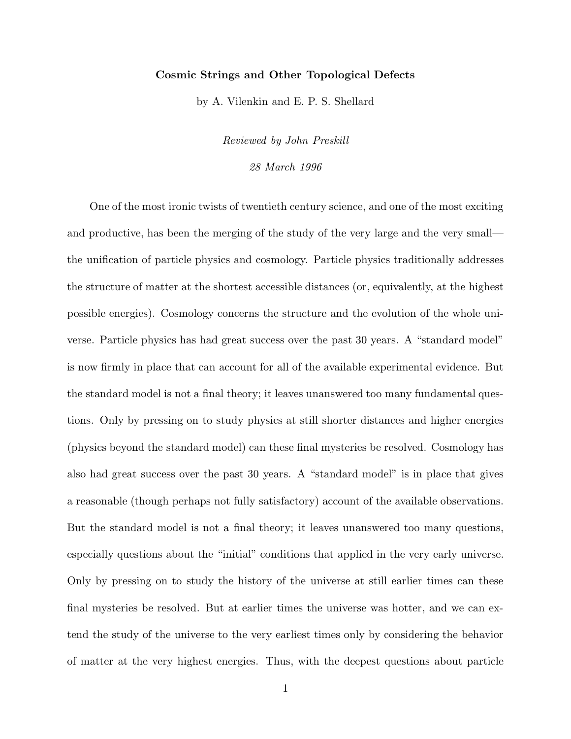**Cosmic Strings and Other Topological Defects**

by A. Vilenkin and E. P. S. Shellard

*Reviewed by John Preskill*

*28 March 1996*

One of the most ironic twists of twentieth century science, and one of the most exciting and productive, has been the merging of the study of the very large and the very small—the unification of particle physics and cosmology. Particle physics traditionally addresses the structure of matter at the shortest accessible distances (or, equivalently, at the highest possible energies). Cosmology concerns the structure and the evolution of the whole universe. Particle physics has had great success over the past 30 years. A "standard model" is now firmly in place that can account for all of the available experimental evidence. But the standard model is not a final theory; it leaves unanswered too many fundamental questions. Only by pressing on to study physics at still shorter distances and higher energies (physics beyond the standard model) can these final mysteries be resolved. Cosmology has also had great success over the past 30 years. A "standard model" is in place that gives a reasonable (though perhaps not fully satisfactory) account of the available observations. But the standard model is not a final theory; it leaves unanswered too many questions, especially questions about the "initial" conditions that applied in the very early universe. Only by pressing on to study the history of the universe at still earlier times can these final mysteries be resolved. But at earlier times the universe was hotter, and we can extend the study of the universe to the very earliest times only by considering the behavior of matter at the very highest energies. Thus, with the deepest questions about particle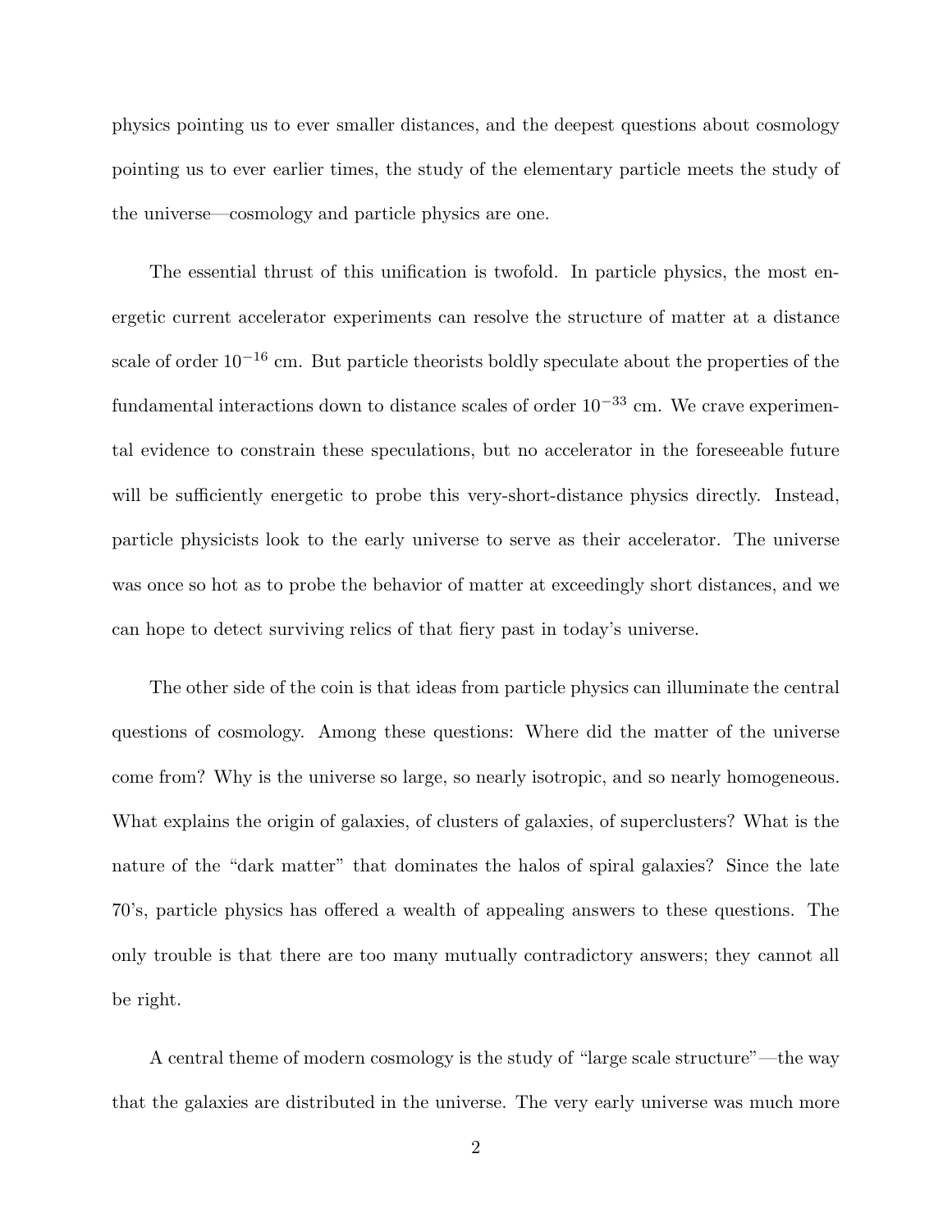physics pointing us to ever smaller distances, and the deepest questions about cosmology pointing us to ever earlier times, the study of the elementary particle meets the study of the universe—cosmology and particle physics are one.

The essential thrust of this unification is twofold. In particle physics, the most energetic current accelerator experiments can resolve the structure of matter at a distance scale of order $10^{-16}$ cm. But particle theorists boldly speculate about the properties of the fundamental interactions down to distance scales of order $10^{-33}$ cm. We crave experimental evidence to constrain these speculations, but no accelerator in the foreseeable future will be sufficiently energetic to probe this very-short-distance physics directly. Instead, particle physicists look to the early universe to serve as their accelerator. The universe was once so hot as to probe the behavior of matter at exceedingly short distances, and we can hope to detect surviving relics of that fiery past in today's universe.

The other side of the coin is that ideas from particle physics can illuminate the central questions of cosmology. Among these questions: Where did the matter of the universe come from? Why is the universe so large, so nearly isotropic, and so nearly homogeneous. What explains the origin of galaxies, of clusters of galaxies, of superclusters? What is the nature of the "dark matter" that dominates the halos of spiral galaxies? Since the late 70's, particle physics has offered a wealth of appealing answers to these questions. The only trouble is that there are too many mutually contradictory answers; they cannot all be right.

A central theme of modern cosmology is the study of "large scale structure"—the way that the galaxies are distributed in the universe. The very early universe was much more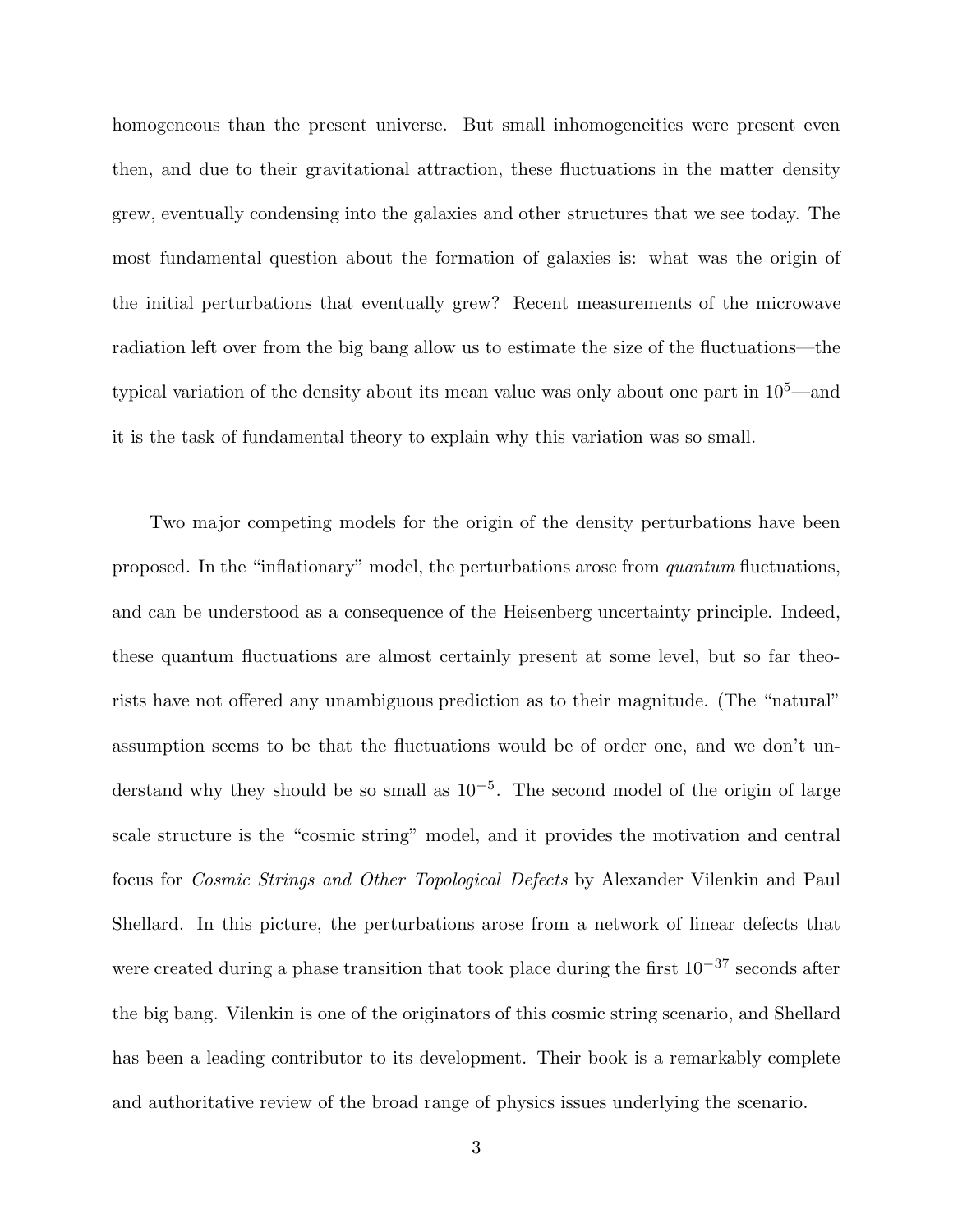homogeneous than the present universe. But small inhomogeneities were present even then, and due to their gravitational attraction, these fluctuations in the matter density grew, eventually condensing into the galaxies and other structures that we see today. The most fundamental question about the formation of galaxies is: what was the origin of the initial perturbations that eventually grew? Recent measurements of the microwave radiation left over from the big bang allow us to estimate the size of the fluctuations—the typical variation of the density about its mean value was only about one part in $10^5$—and it is the task of fundamental theory to explain why this variation was so small.

Two major competing models for the origin of the density perturbations have been proposed. In the "inflationary" model, the perturbations arose from *quantum* fluctuations, and can be understood as a consequence of the Heisenberg uncertainty principle. Indeed, these quantum fluctuations are almost certainly present at some level, but so far theorists have not offered any unambiguous prediction as to their magnitude. (The "natural" assumption seems to be that the fluctuations would be of order one, and we don't understand why they should be so small as $10^{-5}$. The second model of the origin of large scale structure is the "cosmic string" model, and it provides the motivation and central focus for *Cosmic Strings and Other Topological Defects* by Alexander Vilenkin and Paul Shellard. In this picture, the perturbations arose from a network of linear defects that were created during a phase transition that took place during the first $10^{-37}$ seconds after the big bang. Vilenkin is one of the originators of this cosmic string scenario, and Shellard has been a leading contributor to its development. Their book is a remarkably complete and authoritative review of the broad range of physics issues underlying the scenario.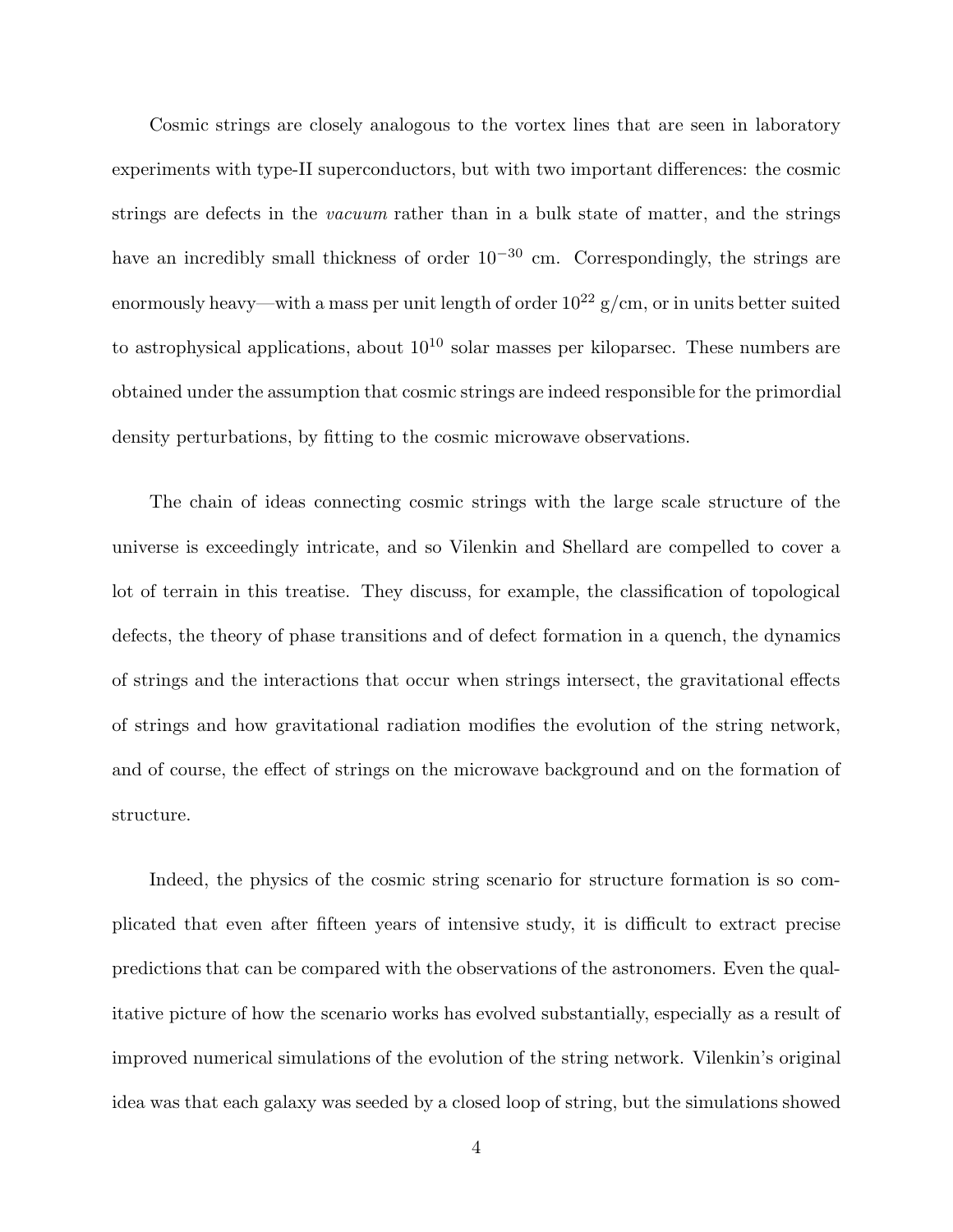Cosmic strings are closely analogous to the vortex lines that are seen in laboratory experiments with type-II superconductors, but with two important differences: the cosmic strings are defects in the *vacuum* rather than in a bulk state of matter, and the strings have an incredibly small thickness of order $10^{-30}$ cm. Correspondingly, the strings are enormously heavy—with a mass per unit length of order $10^{22}$ g/cm, or in units better suited to astrophysical applications, about $10^{10}$ solar masses per kiloparsec. These numbers are obtained under the assumption that cosmic strings are indeed responsible for the primordial density perturbations, by fitting to the cosmic microwave observations.

The chain of ideas connecting cosmic strings with the large scale structure of the universe is exceedingly intricate, and so Vilenkin and Shellard are compelled to cover a lot of terrain in this treatise. They discuss, for example, the classification of topological defects, the theory of phase transitions and of defect formation in a quench, the dynamics of strings and the interactions that occur when strings intersect, the gravitational effects of strings and how gravitational radiation modifies the evolution of the string network, and of course, the effect of strings on the microwave background and on the formation of structure.

Indeed, the physics of the cosmic string scenario for structure formation is so complicated that even after fifteen years of intensive study, it is difficult to extract precise predictions that can be compared with the observations of the astronomers. Even the qualitative picture of how the scenario works has evolved substantially, especially as a result of improved numerical simulations of the evolution of the string network. Vilenkin's original idea was that each galaxy was seeded by a closed loop of string, but the simulations showed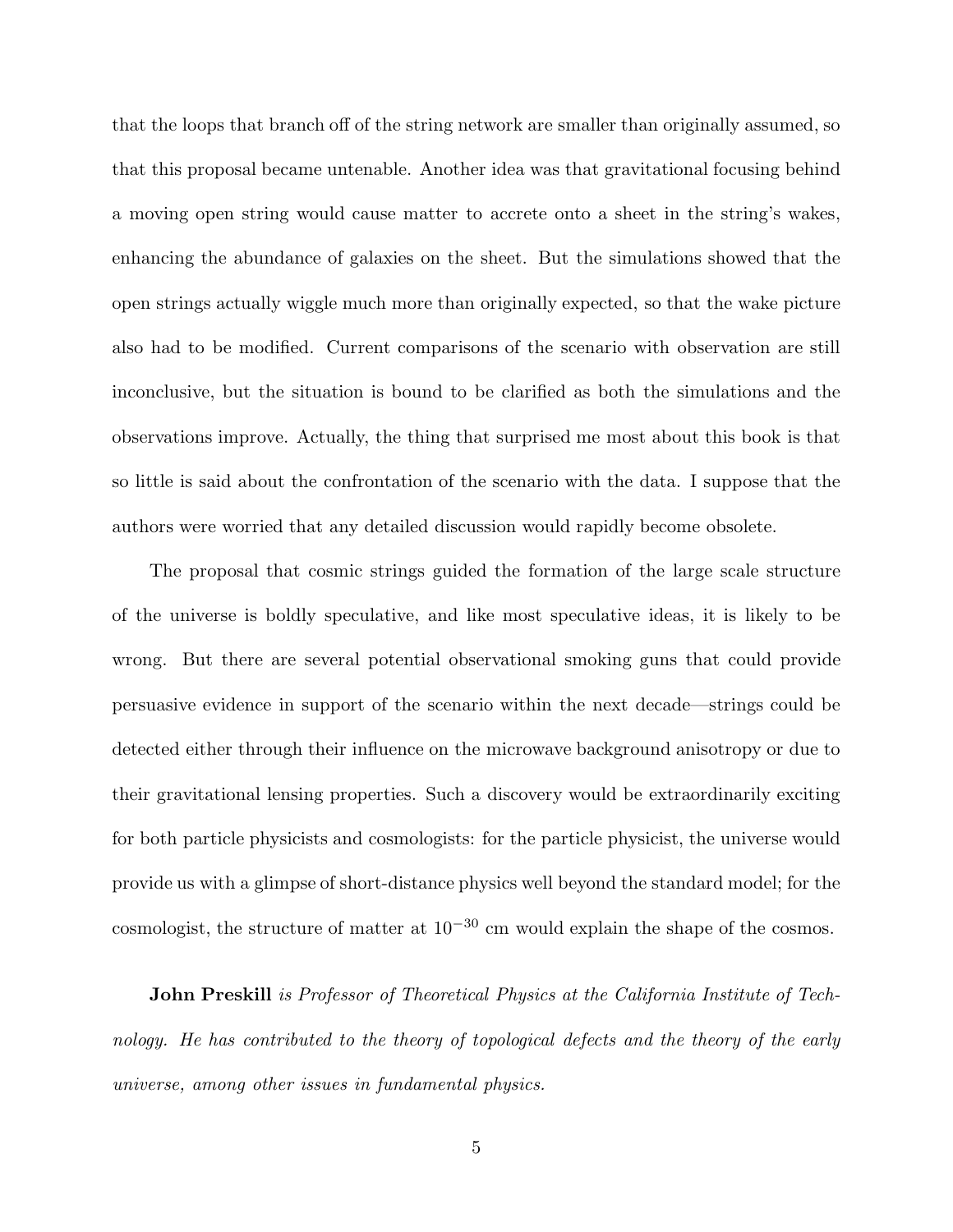that the loops that branch off of the string network are smaller than originally assumed, so that this proposal became untenable. Another idea was that gravitational focusing behind a moving open string would cause matter to accrete onto a sheet in the string's wakes, enhancing the abundance of galaxies on the sheet. But the simulations showed that the open strings actually wiggle much more than originally expected, so that the wake picture also had to be modified. Current comparisons of the scenario with observation are still inconclusive, but the situation is bound to be clarified as both the simulations and the observations improve. Actually, the thing that surprised me most about this book is that so little is said about the confrontation of the scenario with the data. I suppose that the authors were worried that any detailed discussion would rapidly become obsolete.

The proposal that cosmic strings guided the formation of the large scale structure of the universe is boldly speculative, and like most speculative ideas, it is likely to be wrong. But there are several potential observational smoking guns that could provide persuasive evidence in support of the scenario within the next decade—strings could be detected either through their influence on the microwave background anisotropy or due to their gravitational lensing properties. Such a discovery would be extraordinarily exciting for both particle physicists and cosmologists: for the particle physicist, the universe would provide us with a glimpse of short-distance physics well beyond the standard model; for the cosmologist, the structure of matter at $10^{-30}$ cm would explain the shape of the cosmos.

**John Preskill** *is Professor of Theoretical Physics at the California Institute of Technology. He has contributed to the theory of topological defects and the theory of the early universe, among other issues in fundamental physics.*